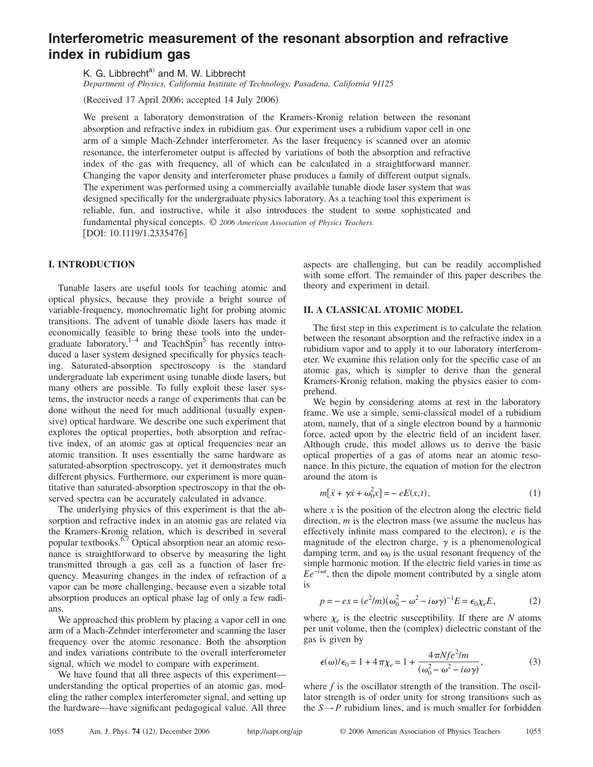# Interferometric measurement of the resonant absorption and refractive index in rubidium gas

K. G. Libbrecht[a)] and M. W. Libbrecht

*Department of Physics, California Institute of Technology, Pasadena, California 91125*

(Received 17 April 2006; accepted 14 July 2006)

We present a laboratory demonstration of the Kramers-Kronig relation between the resonant absorption and refractive index in rubidium gas. Our experiment uses a rubidium vapor cell in one arm of a simple Mach-Zehnder interferometer. As the laser frequency is scanned over an atomic resonance, the interferometer output is affected by variations of both the absorption and refractive index of the gas with frequency, all of which can be calculated in a straightforward manner. Changing the vapor density and interferometer phase produces a family of different output signals. The experiment was performed using a commercially available tunable diode laser system that was designed specifically for the undergraduate physics laboratory. As a teaching tool this experiment is reliable, fun, and instructive, while it also introduces the student to some sophisticated and fundamental physical concepts. © *2006 American Association of Physics Teachers.*

[DOI: 10.1119/1.2335476]

## I. INTRODUCTION

Tunable lasers are useful tools for teaching atomic and optical physics, because they provide a bright source of variable-frequency, monochromatic light for probing atomic transitions. The advent of tunable diode lasers has made it economically feasible to bring these tools into the undergraduate laboratory,[1–4] and TeachSpin[5] has recently introduced a laser system designed specifically for physics teaching. Saturated-absorption spectroscopy is the standard undergraduate lab experiment using tunable diode lasers, but many others are possible. To fully exploit these laser systems, the instructor needs a range of experiments that can be done without the need for much additional (usually expensive) optical hardware. We describe one such experiment that explores the optical properties, both absorption and refractive index, of an atomic gas at optical frequencies near an atomic transition. It uses essentially the same hardware as saturated-absorption spectroscopy, yet it demonstrates much different physics. Furthermore, our experiment is more quantitative than saturated-absorption spectroscopy in that the observed spectra can be accurately calculated in advance.

The underlying physics of this experiment is that the absorption and refractive index in an atomic gas are related via the Kramers-Kronig relation, which is described in several popular textbooks.[6,7] Optical absorption near an atomic resonance is straightforward to observe by measuring the light transmitted through a gas cell as a function of laser frequency. Measuring changes in the index of refraction of a vapor can be more challenging, because even a sizable total absorption produces an optical phase lag of only a few radians.

We approached this problem by placing a vapor cell in one arm of a Mach-Zehnder interferometer and scanning the laser frequency over the atomic resonance. Both the absorption and index variations contribute to the overall interferometer signal, which we model to compare with experiment.

We have found that all three aspects of this experiment—understanding the optical properties of an atomic gas, modeling the rather complex interferometer signal, and setting up the hardware—have significant pedagogical value. All three aspects are challenging, but can be readily accomplished with some effort. The remainder of this paper describes the theory and experiment in detail.

## II. A CLASSICAL ATOMIC MODEL

The first step in this experiment is to calculate the relation between the resonant absorption and the refractive index in a rubidium vapor and to apply it to our laboratory interferometer. We examine this relation only for the specific case of an atomic gas, which is simpler to derive than the general Kramers-Kronig relation, making the physics easier to comprehend.

We begin by considering atoms at rest in the laboratory frame. We use a simple, semi-classical model of a rubidium atom, namely, that of a single electron bound by a harmonic force, acted upon by the electric field of an incident laser. Although crude, this model allows us to derive the basic optical properties of a gas of atoms near an atomic resonance. In this picture, the equation of motion for the electron around the atom is

$$m[\ddot{x} + \gamma\dot{x} + \omega_0^2 x] = -eE(x,t), \tag{1}$$

where $x$ is the position of the electron along the electric field direction, $m$ is the electron mass (we assume the nucleus has effectively infinite mass compared to the electron), $e$ is the magnitude of the electron charge, $\gamma$ is a phenomenological damping term, and $\omega_0$ is the usual resonant frequency of the simple harmonic motion. If the electric field varies in time as $Ee^{-i\omega t}$, then the dipole moment contributed by a single atom is

$$p = -ex = (e^2/m)(\omega_0^2 - \omega^2 - i\omega\gamma)^{-1}E = \epsilon_0\chi_e E, \tag{2}$$

where $\chi_e$ is the electric susceptibility. If there are $N$ atoms per unit volume, then the (complex) dielectric constant of the gas is given by

$$\epsilon(\omega)/\epsilon_0 = 1 + 4\pi\chi_e = 1 + \frac{4\pi N f e^2/m}{(\omega_0^2 - \omega^2 - i\omega\gamma)}, \tag{3}$$

where $f$ is the oscillator strength of the transition. The oscillator strength is of order unity for strong transitions such as the $S \rightarrow P$ rubidium lines, and is much smaller for forbidden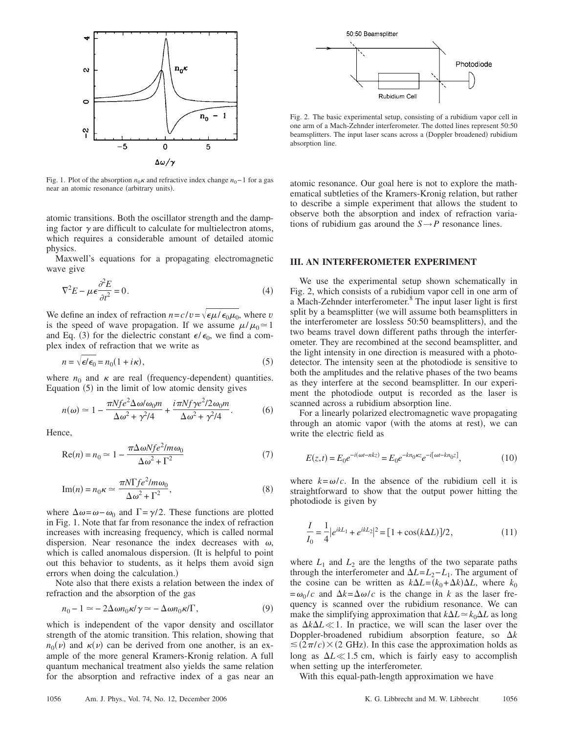Fig. 1. Plot of the absorption $n_0\kappa$ and refractive index change $n_0-1$ for a gas near an atomic resonance (arbitrary units).

atomic transitions. Both the oscillator strength and the damping factor $\gamma$ are difficult to calculate for multielectron atoms, which requires a considerable amount of detailed atomic physics.

Maxwell's equations for a propagating electromagnetic wave give

$$\nabla^2 E - \mu\epsilon\frac{\partial^2 E}{\partial t^2} = 0. \tag{4}$$

We define an index of refraction $n = c/v = \sqrt{\epsilon\mu/\epsilon_0\mu_0}$, where $v$ is the speed of wave propagation. If we assume $\mu/\mu_0 \simeq 1$ and Eq. (3) for the dielectric constant $\epsilon/\epsilon_0$, we find a complex index of refraction that we write as

$$n = \sqrt{\epsilon/\epsilon_0} = n_0(1 + i\kappa), \tag{5}$$

where $n_0$ and $\kappa$ are real (frequency-dependent) quantities. Equation (5) in the limit of low atomic density gives

$$n(\omega) \simeq 1 - \frac{\pi N f e^2 \Delta\omega/\omega_0 m}{\Delta\omega^2 + \gamma^2/4} + \frac{i\pi N f \gamma e^2/2\omega_0 m}{\Delta\omega^2 + \gamma^2/4}. \tag{6}$$

Hence,

$$\mathrm{Re}(n) = n_0 \simeq 1 - \frac{\pi\Delta\omega N f e^2/m\omega_0}{\Delta\omega^2 + \Gamma^2} \tag{7}$$

$$\mathrm{Im}(n) = n_0\kappa \simeq \frac{\pi N \Gamma f e^2/m\omega_0}{\Delta\omega^2 + \Gamma^2}, \tag{8}$$

where $\Delta\omega = \omega - \omega_0$ and $\Gamma = \gamma/2$. These functions are plotted in Fig. 1. Note that far from resonance the index of refraction increases with increasing frequency, which is called normal dispersion. Near resonance the index decreases with $\omega$, which is called anomalous dispersion. (It is helpful to point out this behavior to students, as it helps them avoid sign errors when doing the calculation.)

Note also that there exists a relation between the index of refraction and the absorption of the gas

$$n_0 - 1 \simeq -2\Delta\omega n_0\kappa/\gamma \simeq -\Delta\omega n_0\kappa/\Gamma, \tag{9}$$

which is independent of the vapor density and oscillator strength of the atomic transition. This relation, showing that $n_0(\nu)$ and $\kappa(\nu)$ can be derived from one another, is an example of the more general Kramers-Kronig relation. A full quantum mechanical treatment also yields the same relation for the absorption and refractive index of a gas near an atomic resonance. Our goal here is not to explore the mathematical subtleties of the Kramers-Kronig relation, but rather to describe a simple experiment that allows the student to observe both the absorption and index of refraction variations of rubidium gas around the $S \to P$ resonance lines.

Fig. 2. The basic experimental setup, consisting of a rubidium vapor cell in one arm of a Mach-Zehnder interferometer. The dotted lines represent 50:50 beamsplitters. The input laser scans across a (Doppler broadened) rubidium absorption line.

## III. AN INTERFEROMETER EXPERIMENT

We use the experimental setup shown schematically in Fig. 2, which consists of a rubidium vapor cell in one arm of a Mach-Zehnder interferometer.[8] The input laser light is first split by a beamsplitter (we will assume both beamsplitters in the interferometer are lossless 50:50 beamsplitters), and the two beams travel down different paths through the interferometer. They are recombined at the second beamsplitter, and the light intensity in one direction is measured with a photodetector. The intensity seen at the photodiode is sensitive to both the amplitudes and the relative phases of the two beams as they interfere at the second beamsplitter. In our experiment the photodiode output is recorded as the laser is scanned across a rubidium absorption line.

For a linearly polarized electromagnetic wave propagating through an atomic vapor (with the atoms at rest), we can write the electric field as

$$E(z,t) = E_0 e^{-i(\omega t - nkz)} = E_0 e^{-kn_0\kappa z} e^{-i[\omega t - kn_0 z]}, \tag{10}$$

where $k = \omega/c$. In the absence of the rubidium cell it is straightforward to show that the output power hitting the photodiode is given by

$$\frac{I}{I_0} = \frac{1}{4}\left|e^{ikL_1} + e^{ikL_2}\right|^2 = [1 + \cos(k\Delta L)]/2, \tag{11}$$

where $L_1$ and $L_2$ are the lengths of the two separate paths through the interferometer and $\Delta L = L_2 - L_1$. The argument of the cosine can be written as $k\Delta L = (k_0 + \Delta k)\Delta L$, where $k_0 = \omega_0/c$ and $\Delta k = \Delta\omega/c$ is the change in $k$ as the laser frequency is scanned over the rubidium resonance. We can make the simplifying approximation that $k\Delta L \simeq k_0\Delta L$ as long as $\Delta k\Delta L \ll 1$. In practice, we will scan the laser over the Doppler-broadened rubidium absorption feature, so $\Delta k \lesssim (2\pi/c) \times (2\ \mathrm{GHz})$. In this case the approximation holds as long as $\Delta L \ll 1.5$ cm, which is fairly easy to accomplish when setting up the interferometer.

With this equal-path-length approximation we have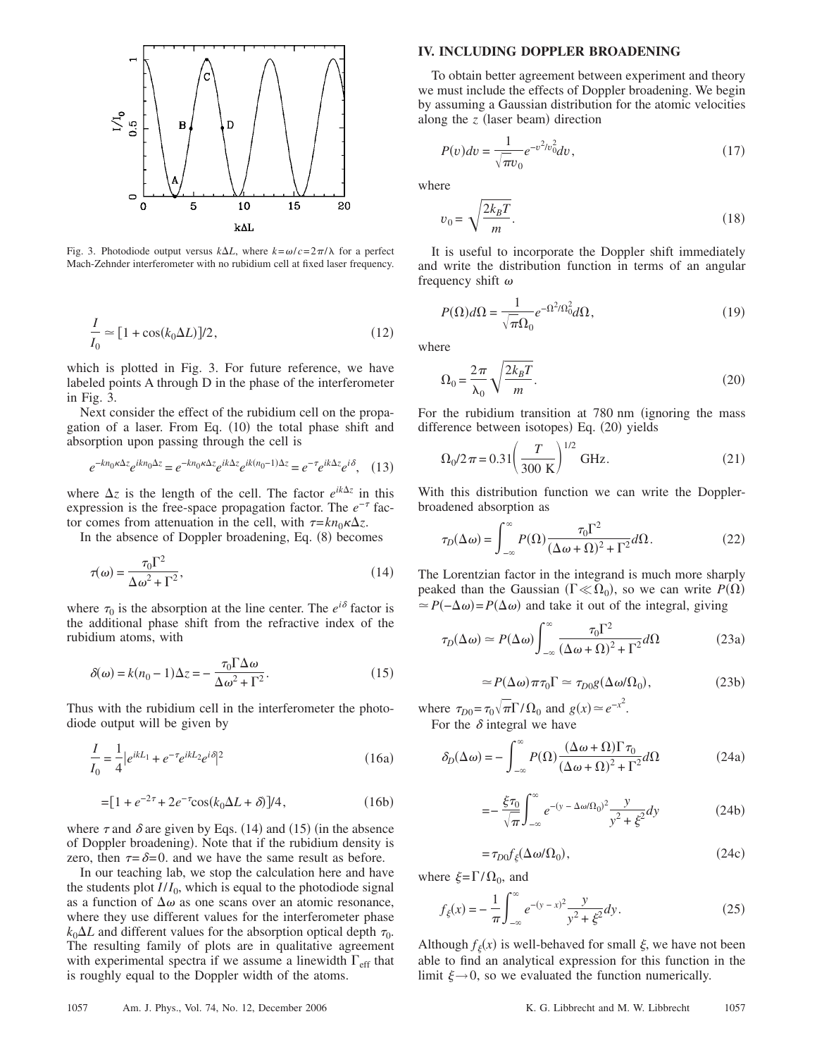Fig. 3. Photodiode output versus $k\Delta L$, where $k=\omega/c=2\pi/\lambda$ for a perfect Mach-Zehnder interferometer with no rubidium cell at fixed laser frequency.

$$\frac{I}{I_0} \simeq [1+\cos(k_0\Delta L)]/2, \tag{12}$$

which is plotted in Fig. 3. For future reference, we have labeled points A through D in the phase of the interferometer in Fig. 3.

Next consider the effect of the rubidium cell on the propagation of a laser. From Eq. (10) the total phase shift and absorption upon passing through the cell is

$$e^{-kn_0\kappa\Delta z}e^{ikn_0\Delta z} = e^{-kn_0\kappa\Delta z}e^{ik\Delta z}e^{ik(n_0-1)\Delta z} = e^{-\tau}e^{ik\Delta z}e^{i\delta}, \tag{13}$$

where $\Delta z$ is the length of the cell. The factor $e^{ik\Delta z}$ in this expression is the free-space propagation factor. The $e^{-\tau}$ factor comes from attenuation in the cell, with $\tau = kn_0\kappa\Delta z$.

In the absence of Doppler broadening, Eq. (8) becomes

$$\tau(\omega) = \frac{\tau_0\Gamma^2}{\Delta\omega^2+\Gamma^2}, \tag{14}$$

where $\tau_0$ is the absorption at the line center. The $e^{i\delta}$ factor is the additional phase shift from the refractive index of the rubidium atoms, with

$$\delta(\omega) = k(n_0-1)\Delta z = -\frac{\tau_0\Gamma\Delta\omega}{\Delta\omega^2+\Gamma^2}. \tag{15}$$

Thus with the rubidium cell in the interferometer the photodiode output will be given by

$$\frac{I}{I_0} = \frac{1}{4}\left|e^{ikL_1}+e^{-\tau}e^{ikL_2}e^{i\delta}\right|^2 \tag{16a}$$

$$=[1+e^{-2\tau}+2e^{-\tau}\cos(k_0\Delta L+\delta)]/4, \tag{16b}$$

where $\tau$ and $\delta$ are given by Eqs. (14) and (15) (in the absence of Doppler broadening). Note that if the rubidium density is zero, then $\tau=\delta=0.$ and we have the same result as before.

In our teaching lab, we stop the calculation here and have the students plot $I/I_0$, which is equal to the photodiode signal as a function of $\Delta\omega$ as one scans over an atomic resonance, where they use different values for the interferometer phase $k_0\Delta L$ and different values for the absorption optical depth $\tau_0$. The resulting family of plots are in qualitative agreement with experimental spectra if we assume a linewidth $\Gamma_{\text{eff}}$ that is roughly equal to the Doppler width of the atoms.

## IV. INCLUDING DOPPLER BROADENING

To obtain better agreement between experiment and theory we must include the effects of Doppler broadening. We begin by assuming a Gaussian distribution for the atomic velocities along the $z$ (laser beam) direction

$$P(v)dv = \frac{1}{\sqrt{\pi}v_0}e^{-v^2/v_0^2}dv, \tag{17}$$

where

$$v_0 = \sqrt{\frac{2k_BT}{m}}. \tag{18}$$

It is useful to incorporate the Doppler shift immediately and write the distribution function in terms of an angular frequency shift $\omega$

$$P(\Omega)d\Omega = \frac{1}{\sqrt{\pi}\Omega_0}e^{-\Omega^2/\Omega_0^2}d\Omega, \tag{19}$$

where

$$\Omega_0 = \frac{2\pi}{\lambda_0}\sqrt{\frac{2k_BT}{m}}. \tag{20}$$

For the rubidium transition at 780 nm (ignoring the mass difference between isotopes) Eq. (20) yields

$$\Omega_0/2\pi = 0.31\left(\frac{T}{300\text{ K}}\right)^{1/2}\text{ GHz}. \tag{21}$$

With this distribution function we can write the Doppler-broadened absorption as

$$\tau_D(\Delta\omega) = \int_{-\infty}^{\infty}P(\Omega)\frac{\tau_0\Gamma^2}{(\Delta\omega+\Omega)^2+\Gamma^2}d\Omega. \tag{22}$$

The Lorentzian factor in the integrand is much more sharply peaked than the Gaussian ($\Gamma \ll \Omega_0$), so we can write $P(\Omega) \simeq P(-\Delta\omega) = P(\Delta\omega)$ and take it out of the integral, giving

$$\tau_D(\Delta\omega) \simeq P(\Delta\omega)\int_{-\infty}^{\infty}\frac{\tau_0\Gamma^2}{(\Delta\omega+\Omega)^2+\Gamma^2}d\Omega \tag{23a}$$

$$\simeq P(\Delta\omega)\pi\tau_0\Gamma \simeq \tau_{D0}g(\Delta\omega/\Omega_0), \tag{23b}$$

where $\tau_{D0}=\tau_0\sqrt{\pi}\Gamma/\Omega_0$ and $g(x)\simeq e^{-x^2}$.

For the $\delta$ integral we have

$$\delta_D(\Delta\omega) = -\int_{-\infty}^{\infty}P(\Omega)\frac{(\Delta\omega+\Omega)\Gamma\tau_0}{(\Delta\omega+\Omega)^2+\Gamma^2}d\Omega \tag{24a}$$

$$= -\frac{\xi\tau_0}{\sqrt{\pi}}\int_{-\infty}^{\infty}e^{-(y-\Delta\omega/\Omega_0)^2}\frac{y}{y^2+\xi^2}dy \tag{24b}$$

$$=\tau_{D0}f_\xi(\Delta\omega/\Omega_0), \tag{24c}$$

where $\xi=\Gamma/\Omega_0$, and

$$f_\xi(x) = -\frac{1}{\pi}\int_{-\infty}^{\infty}e^{-(y-x)^2}\frac{y}{y^2+\xi^2}dy. \tag{25}$$

Although $f_\xi(x)$ is well-behaved for small $\xi$, we have not been able to find an analytical expression for this function in the limit $\xi\to 0$, so we evaluated the function numerically.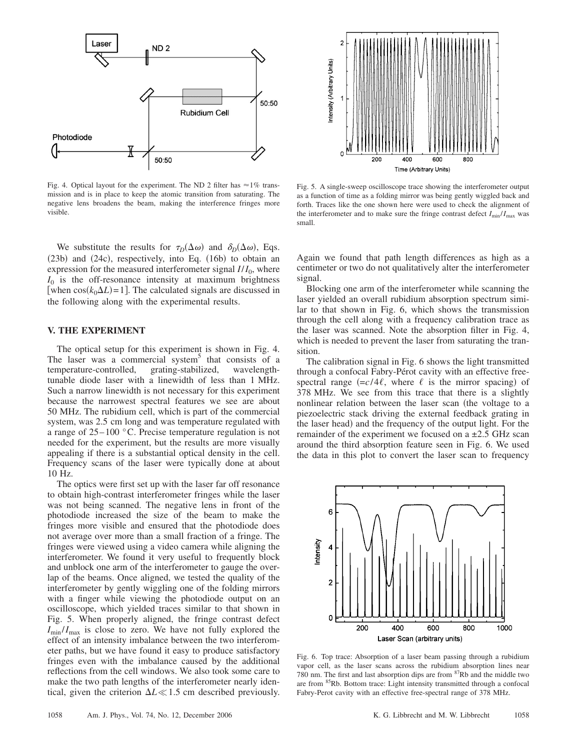Fig. 4. Optical layout for the experiment. The ND 2 filter has ≈1% transmission and is in place to keep the atomic transition from saturating. The negative lens broadens the beam, making the interference fringes more visible.

Fig. 5. A single-sweep oscilloscope trace showing the interferometer output as a function of time as a folding mirror was being gently wiggled back and forth. Traces like the one shown here were used to check the alignment of the interferometer and to make sure the fringe contrast defect $I_{\min}/I_{\max}$ was small.

We substitute the results for $\tau_D(\Delta\omega)$ and $\delta_D(\Delta\omega)$, Eqs. (23b) and (24c), respectively, into Eq. (16b) to obtain an expression for the measured interferometer signal $I/I_0$, where $I_0$ is the off-resonance intensity at maximum brightness [when $\cos(k_0\Delta L)=1$]. The calculated signals are discussed in the following along with the experimental results.

## V. THE EXPERIMENT

The optical setup for this experiment is shown in Fig. 4. The laser was a commercial system[5] that consists of a temperature-controlled, grating-stabilized, wavelength-tunable diode laser with a linewidth of less than 1 MHz. Such a narrow linewidth is not necessary for this experiment because the narrowest spectral features we see are about 50 MHz. The rubidium cell, which is part of the commercial system, was 2.5 cm long and was temperature regulated with a range of 25–100 °C. Precise temperature regulation is not needed for the experiment, but the results are more visually appealing if there is a substantial optical density in the cell. Frequency scans of the laser were typically done at about 10 Hz.

The optics were first set up with the laser far off resonance to obtain high-contrast interferometer fringes while the laser was not being scanned. The negative lens in front of the photodiode increased the size of the beam to make the fringes more visible and ensured that the photodiode does not average over more than a small fraction of a fringe. The fringes were viewed using a video camera while aligning the interferometer. We found it very useful to frequently block and unblock one arm of the interferometer to gauge the overlap of the beams. Once aligned, we tested the quality of the interferometer by gently wiggling one of the folding mirrors with a finger while viewing the photodiode output on an oscilloscope, which yielded traces similar to that shown in Fig. 5. When properly aligned, the fringe contrast defect $I_{\min}/I_{\max}$ is close to zero. We have not fully explored the effect of an intensity imbalance between the two interferometer paths, but we have found it easy to produce satisfactory fringes even with the imbalance caused by the additional reflections from the cell windows. We also took some care to make the two path lengths of the interferometer nearly identical, given the criterion $\Delta L \ll 1.5$ cm described previously. Again we found that path length differences as high as a centimeter or two do not qualitatively alter the interferometer signal.

Blocking one arm of the interferometer while scanning the laser yielded an overall rubidium absorption spectrum similar to that shown in Fig. 6, which shows the transmission through the cell along with a frequency calibration trace as the laser was scanned. Note the absorption filter in Fig. 4, which is needed to prevent the laser from saturating the transition.

The calibration signal in Fig. 6 shows the light transmitted through a confocal Fabry-Pérot cavity with an effective free-spectral range ($=c/4\ell$, where $\ell$ is the mirror spacing) of 378 MHz. We see from this trace that there is a slightly nonlinear relation between the laser scan (the voltage to a piezoelectric stack driving the external feedback grating in the laser head) and the frequency of the output light. For the remainder of the experiment we focused on a ±2.5 GHz scan around the third absorption feature seen in Fig. 6. We used the data in this plot to convert the laser scan to frequency

Fig. 6. Top trace: Absorption of a laser beam passing through a rubidium vapor cell, as the laser scans across the rubidium absorption lines near 780 nm. The first and last absorption dips are from $^{87}$Rb and the middle two are from $^{85}$Rb. Bottom trace: Light intensity transmitted through a confocal Fabry-Perot cavity with an effective free-spectral range of 378 MHz.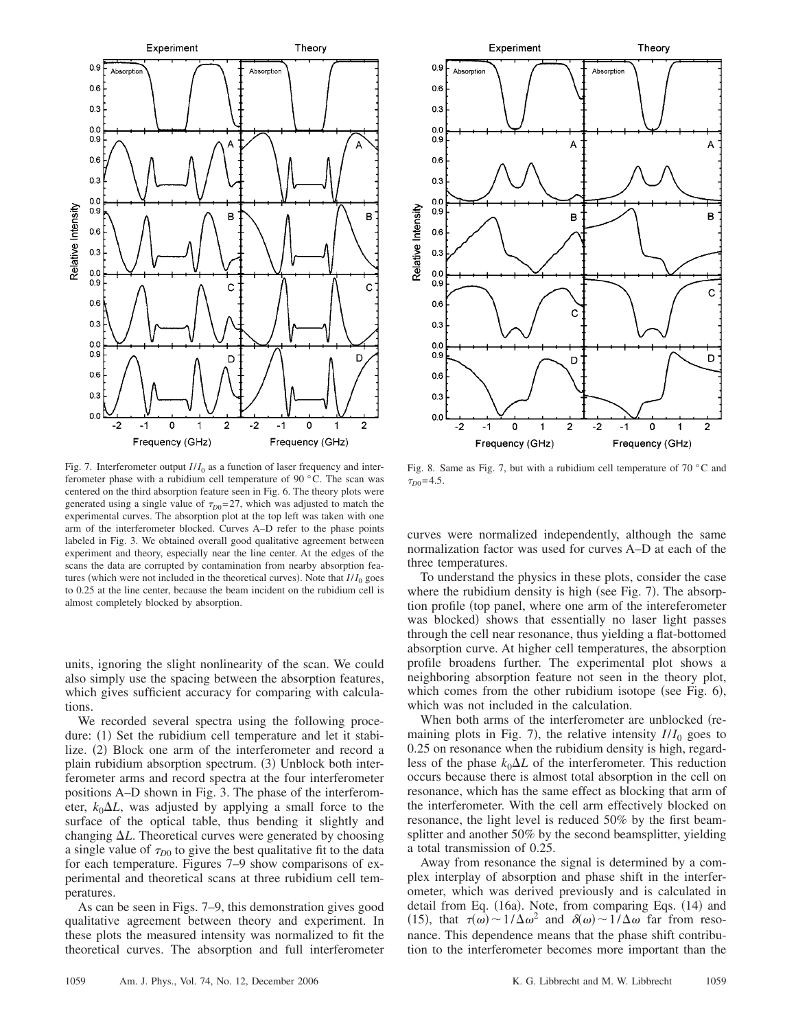Fig. 7. Interferometer output $I/I_0$ as a function of laser frequency and interferometer phase with a rubidium cell temperature of 90 °C. The scan was centered on the third absorption feature seen in Fig. 6. The theory plots were generated using a single value of $\tau_{D0}=27$, which was adjusted to match the experimental curves. The absorption plot at the top left was taken with one arm of the interferometer blocked. Curves A–D refer to the phase points labeled in Fig. 3. We obtained overall good qualitative agreement between experiment and theory, especially near the line center. At the edges of the scans the data are corrupted by contamination from nearby absorption features (which were not included in the theoretical curves). Note that $I/I_0$ goes to 0.25 at the line center, because the beam incident on the rubidium cell is almost completely blocked by absorption.

Fig. 8. Same as Fig. 7, but with a rubidium cell temperature of 70 °C and $\tau_{D0}=4.5$.

units, ignoring the slight nonlinearity of the scan. We could also simply use the spacing between the absorption features, which gives sufficient accuracy for comparing with calculations.

We recorded several spectra using the following procedure: (1) Set the rubidium cell temperature and let it stabilize. (2) Block one arm of the interferometer and record a plain rubidium absorption spectrum. (3) Unblock both interferometer arms and record spectra at the four interferometer positions A–D shown in Fig. 3. The phase of the interferometer, $k_0\Delta L$, was adjusted by applying a small force to the surface of the optical table, thus bending it slightly and changing $\Delta L$. Theoretical curves were generated by choosing a single value of $\tau_{D0}$ to give the best qualitative fit to the data for each temperature. Figures 7–9 show comparisons of experimental and theoretical scans at three rubidium cell temperatures.

As can be seen in Figs. 7–9, this demonstration gives good qualitative agreement between theory and experiment. In these plots the measured intensity was normalized to fit the theoretical curves. The absorption and full interferometer curves were normalized independently, although the same normalization factor was used for curves A–D at each of the three temperatures.

To understand the physics in these plots, consider the case where the rubidium density is high (see Fig. 7). The absorption profile (top panel, where one arm of the intereferometer was blocked) shows that essentially no laser light passes through the cell near resonance, thus yielding a flat-bottomed absorption curve. At higher cell temperatures, the absorption profile broadens further. The experimental plot shows a neighboring absorption feature not seen in the theory plot, which comes from the other rubidium isotope (see Fig. 6), which was not included in the calculation.

When both arms of the interferometer are unblocked (remaining plots in Fig. 7), the relative intensity $I/I_0$ goes to 0.25 on resonance when the rubidium density is high, regardless of the phase $k_0\Delta L$ of the interferometer. This reduction occurs because there is almost total absorption in the cell on resonance, which has the same effect as blocking that arm of the interferometer. With the cell arm effectively blocked on resonance, the light level is reduced 50% by the first beamsplitter and another 50% by the second beamsplitter, yielding a total transmission of 0.25.

Away from resonance the signal is determined by a complex interplay of absorption and phase shift in the interferometer, which was derived previously and is calculated in detail from Eq. (16a). Note, from comparing Eqs. (14) and (15), that $\tau(\omega)\sim 1/\Delta\omega^2$ and $\delta(\omega)\sim 1/\Delta\omega$ far from resonance. This dependence means that the phase shift contribution to the interferometer becomes more important than the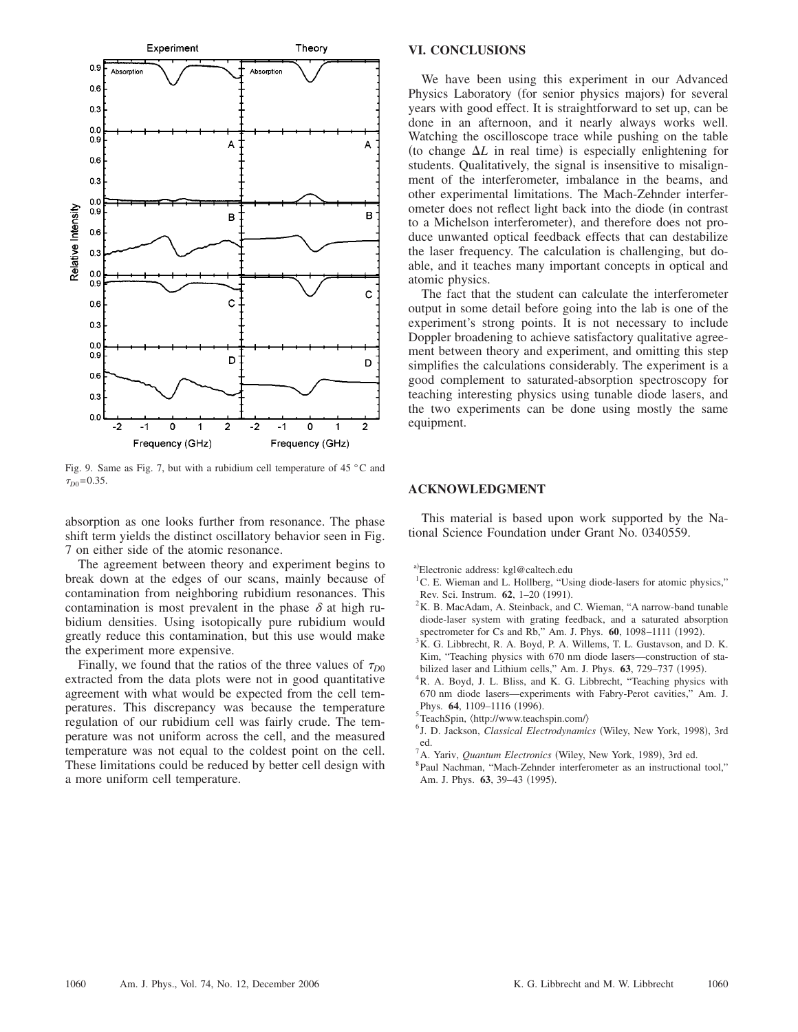Experiment

Theory

Relative Intensity

Absorption

Absorption

A

A

B

B

C

C

D

D

0.0 0.3 0.6 0.9

-2 -1 0 1 2

Frequency (GHz)

Frequency (GHz)

Fig. 9. Same as Fig. 7, but with a rubidium cell temperature of 45 °C and $\tau_{D0}=0.35$.

absorption as one looks further from resonance. The phase shift term yields the distinct oscillatory behavior seen in Fig. 7 on either side of the atomic resonance.

The agreement between theory and experiment begins to break down at the edges of our scans, mainly because of contamination from neighboring rubidium resonances. This contamination is most prevalent in the phase $\delta$ at high rubidium densities. Using isotopically pure rubidium would greatly reduce this contamination, but this use would make the experiment more expensive.

Finally, we found that the ratios of the three values of $\tau_{D0}$ extracted from the data plots were not in good quantitative agreement with what would be expected from the cell temperatures. This discrepancy was because the temperature regulation of our rubidium cell was fairly crude. The temperature was not uniform across the cell, and the measured temperature was not equal to the coldest point on the cell. These limitations could be reduced by better cell design with a more uniform cell temperature.

## VI. CONCLUSIONS

We have been using this experiment in our Advanced Physics Laboratory (for senior physics majors) for several years with good effect. It is straightforward to set up, can be done in an afternoon, and it nearly always works well. Watching the oscilloscope trace while pushing on the table (to change $\Delta L$ in real time) is especially enlightening for students. Qualitatively, the signal is insensitive to misalignment of the interferometer, imbalance in the beams, and other experimental limitations. The Mach-Zehnder interferometer does not reflect light back into the diode (in contrast to a Michelson interferometer), and therefore does not produce unwanted optical feedback effects that can destabilize the laser frequency. The calculation is challenging, but doable, and it teaches many important concepts in optical and atomic physics.

The fact that the student can calculate the interferometer output in some detail before going into the lab is one of the experiment's strong points. It is not necessary to include Doppler broadening to achieve satisfactory qualitative agreement between theory and experiment, and omitting this step simplifies the calculations considerably. The experiment is a good complement to saturated-absorption spectroscopy for teaching interesting physics using tunable diode lasers, and the two experiments can be done using mostly the same equipment.

## ACKNOWLEDGMENT

This material is based upon work supported by the National Science Foundation under Grant No. 0340559.

[a]Electronic address: kgl@caltech.edu

[1]C. E. Wieman and L. Hollberg, "Using diode-lasers for atomic physics," Rev. Sci. Instrum. **62**, 1–20 (1991).

[2]K. B. MacAdam, A. Steinback, and C. Wieman, "A narrow-band tunable diode-laser system with grating feedback, and a saturated absorption spectrometer for Cs and Rb," Am. J. Phys. **60**, 1098–1111 (1992).

[3]K. G. Libbrecht, R. A. Boyd, P. A. Willems, T. L. Gustavson, and D. K. Kim, "Teaching physics with 670 nm diode lasers—construction of stabilized laser and Lithium cells," Am. J. Phys. **63**, 729–737 (1995).

[4]R. A. Boyd, J. L. Bliss, and K. G. Libbrecht, "Teaching physics with 670 nm diode lasers—experiments with Fabry-Perot cavities," Am. J. Phys. **64**, 1109–1116 (1996).

[5]TeachSpin, ⟨http://www.teachspin.com/⟩

[6]J. D. Jackson, *Classical Electrodynamics* (Wiley, New York, 1998), 3rd ed.

[7]A. Yariv, *Quantum Electronics* (Wiley, New York, 1989), 3rd ed.

[8]Paul Nachman, "Mach-Zehnder interferometer as an instructional tool," Am. J. Phys. **63**, 39–43 (1995).